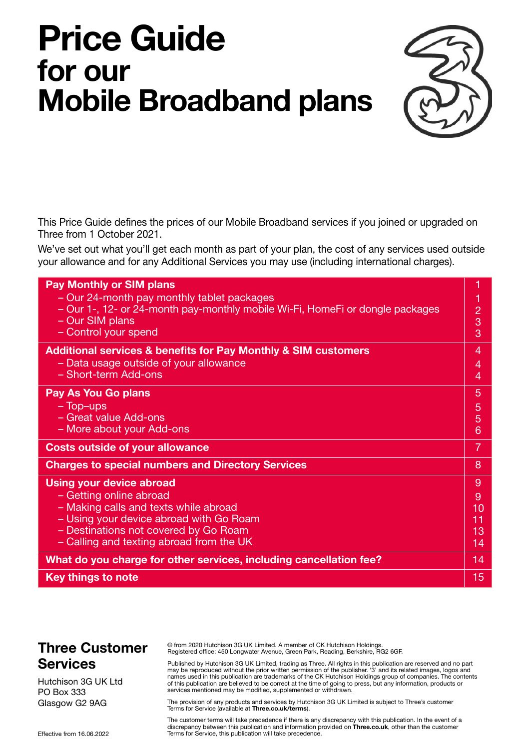# Price Guide
## for our
## Mobile Broadband plans

This Price Guide defines the prices of our Mobile Broadband services if you joined or upgraded on Three from 1 October 2021.

We've set out what you'll get each month as part of your plan, the cost of any services used outside your allowance and for any Additional Services you may use (including international charges).

| Contents | Page |
|---|---|
| **Pay Monthly or SIM plans** | 1 |
| – Our 24-month pay monthly tablet packages | 1 |
| – Our 1-, 12- or 24-month pay-monthly mobile Wi-Fi, HomeFi or dongle packages | 2 |
| – Our SIM plans | 3 |
| – Control your spend | 3 |
| **Additional services & benefits for Pay Monthly & SIM customers** | 4 |
| – Data usage outside of your allowance | 4 |
| – Short-term Add-ons | 4 |
| **Pay As You Go plans** | 5 |
| – Top–ups | 5 |
| – Great value Add-ons | 5 |
| – More about your Add-ons | 6 |
| **Costs outside of your allowance** | 7 |
| **Charges to special numbers and Directory Services** | 8 |
| **Using your device abroad** | 9 |
| – Getting online abroad | 9 |
| – Making calls and texts while abroad | 10 |
| – Using your device abroad with Go Roam | 11 |
| – Destinations not covered by Go Roam | 13 |
| – Calling and texting abroad from the UK | 14 |
| **What do you charge for other services, including cancellation fee?** | 14 |
| **Key things to note** | 15 |

## Three Customer Services

Hutchison 3G UK Ltd
PO Box 333
Glasgow G2 9AG

Effective from 16.06.2022

© from 2020 Hutchison 3G UK Limited. A member of CK Hutchison Holdings.
Registered office: 450 Longwater Avenue, Green Park, Reading, Berkshire, RG2 6GF.

Published by Hutchison 3G UK Limited, trading as Three. All rights in this publication are reserved and no part may be reproduced without the prior written permission of the publisher. '3' and its related images, logos and names used in this publication are trademarks of the CK Hutchison Holdings group of companies. The contents of this publication are believed to be correct at the time of going to press, but any information, products or services mentioned may be modified, supplemented or withdrawn.

The provision of any products and services by Hutchison 3G UK Limited is subject to Three's customer Terms for Service (available at **Three.co.uk/terms**).

The customer terms will take precedence if there is any discrepancy with this publication. In the event of a discrepancy between this publication and information provided on **Three.co.uk**, other than the customer Terms for Service, this publication will take precedence.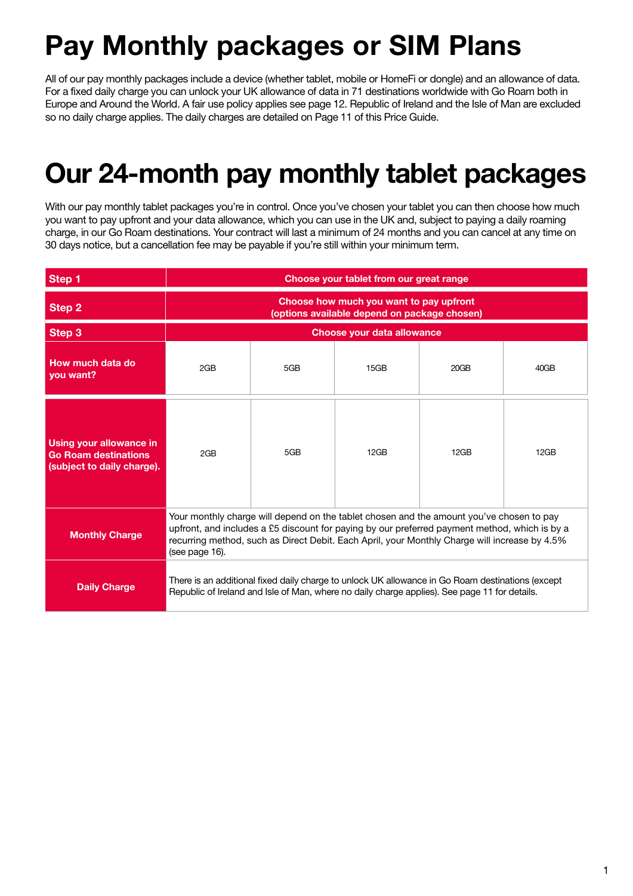# Pay Monthly packages or SIM Plans

All of our pay monthly packages include a device (whether tablet, mobile or HomeFi or dongle) and an allowance of data. For a fixed daily charge you can unlock your UK allowance of data in 71 destinations worldwide with Go Roam both in Europe and Around the World. A fair use policy applies see page 12. Republic of Ireland and the Isle of Man are excluded so no daily charge applies. The daily charges are detailed on Page 11 of this Price Guide.

# Our 24-month pay monthly tablet packages

With our pay monthly tablet packages you're in control. Once you've chosen your tablet you can then choose how much you want to pay upfront and your data allowance, which you can use in the UK and, subject to paying a daily roaming charge, in our Go Roam destinations. Your contract will last a minimum of 24 months and you can cancel at any time on 30 days notice, but a cancellation fee may be payable if you're still within your minimum term.

| **Step 1** | **Choose your tablet from our great range** | | | | |
|---|---|---|---|---|---|
| **Step 2** | **Choose how much you want to pay upfront (options available depend on package chosen)** | | | | |
| **Step 3** | **Choose your data allowance** | | | | |
| **How much data do you want?** | 2GB | 5GB | 15GB | 20GB | 40GB |
| **Using your allowance in Go Roam destinations (subject to daily charge).** | 2GB | 5GB | 12GB | 12GB | 12GB |
| **Monthly Charge** | Your monthly charge will depend on the tablet chosen and the amount you've chosen to pay upfront, and includes a £5 discount for paying by our preferred payment method, which is by a recurring method, such as Direct Debit. Each April, your Monthly Charge will increase by 4.5% (see page 16). | | | | |
| **Daily Charge** | There is an additional fixed daily charge to unlock UK allowance in Go Roam destinations (except Republic of Ireland and Isle of Man, where no daily charge applies). See page 11 for details. | | | | |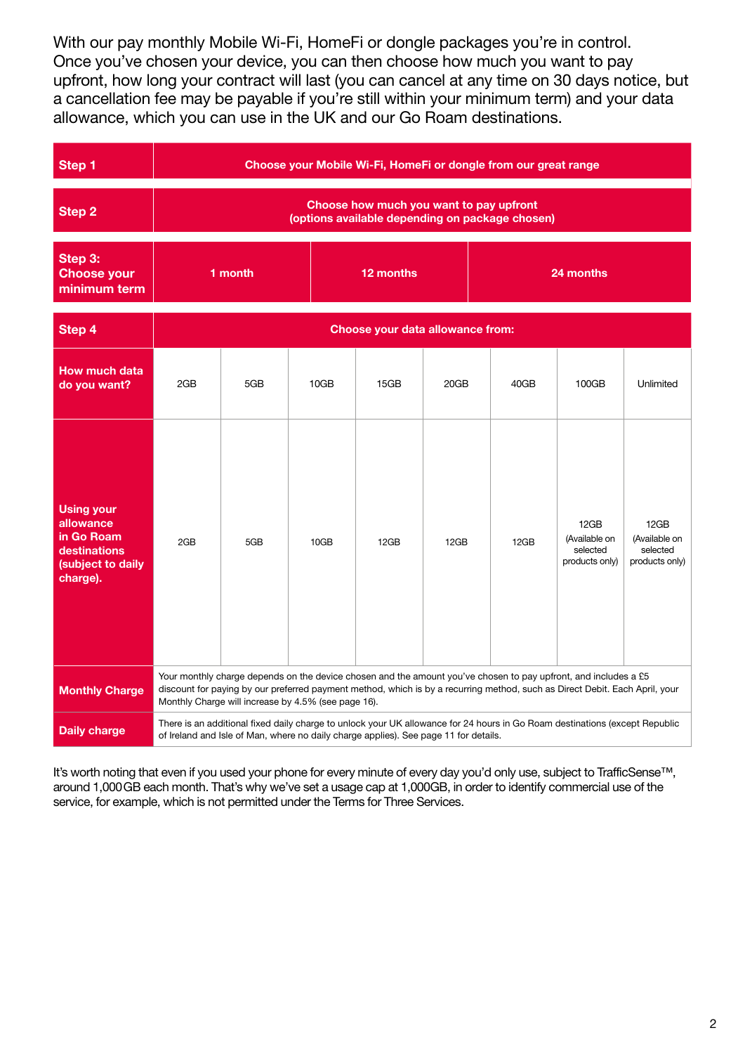With our pay monthly Mobile Wi-Fi, HomeFi or dongle packages you're in control. Once you've chosen your device, you can then choose how much you want to pay upfront, how long your contract will last (you can cancel at any time on 30 days notice, but a cancellation fee may be payable if you're still within your minimum term) and your data allowance, which you can use in the UK and our Go Roam destinations.

| **Step 1** | **Choose your Mobile Wi-Fi, HomeFi or dongle from our great range** | | | | | | | |
|---|---|---|---|---|---|---|---|---|
| **Step 2** | **Choose how much you want to pay upfront (options available depending on package chosen)** | | | | | | | |
| **Step 3: Choose your minimum term** | **1 month** | | **12 months** | | | **24 months** | | |
| **Step 4** | **Choose your data allowance from:** | | | | | | | |
| **How much data do you want?** | 2GB | 5GB | 10GB | 15GB | 20GB | 40GB | 100GB | Unlimited |
| **Using your allowance in Go Roam destinations (subject to daily charge).** | 2GB | 5GB | 10GB | 12GB | 12GB | 12GB | 12GB (Available on selected products only) | 12GB (Available on selected products only) |
| **Monthly Charge** | Your monthly charge depends on the device chosen and the amount you've chosen to pay upfront, and includes a £5 discount for paying by our preferred payment method, which is by a recurring method, such as Direct Debit. Each April, your Monthly Charge will increase by 4.5% (see page 16). | | | | | | | |
| **Daily charge** | There is an additional fixed daily charge to unlock your UK allowance for 24 hours in Go Roam destinations (except Republic of Ireland and Isle of Man, where no daily charge applies). See page 11 for details. | | | | | | | |

It's worth noting that even if you used your phone for every minute of every day you'd only use, subject to TrafficSense™, around 1,000GB each month. That's why we've set a usage cap at 1,000GB, in order to identify commercial use of the service, for example, which is not permitted under the Terms for Three Services.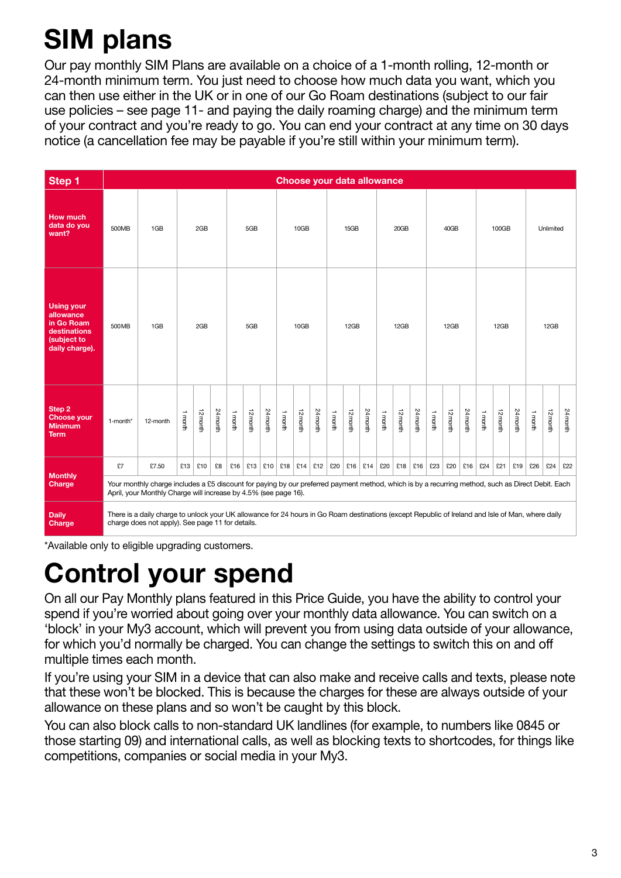# SIM plans

Our pay monthly SIM Plans are available on a choice of a 1-month rolling, 12-month or 24-month minimum term. You just need to choose how much data you want, which you can then use either in the UK or in one of our Go Roam destinations (subject to our fair use policies – see page 11- and paying the daily roaming charge) and the minimum term of your contract and you're ready to go. You can end your contract at any time on 30 days notice (a cancellation fee may be payable if you're still within your minimum term).

| Step 1 | Choose your data allowance | | | | | | | | | | | | | | | | | | | | | | | | | | | | | | | |
|---|---|---|---|---|---|---|---|---|---|---|---|---|---|---|---|---|---|---|---|---|---|---|---|---|---|---|---|---|---|---|---|---|
| **How much data do you want?** | 500MB | 1GB | 2GB | | | 5GB | | | 10GB | | | 15GB | | | 20GB | | | 40GB | | | 100GB | | | Unlimited | | |
| **Using your allowance in Go Roam destinations (subject to daily charge).** | 500MB | 1GB | 2GB | | | 5GB | | | 10GB | | | 12GB | | | 12GB | | | 12GB | | | 12GB | | | 12GB | | |
| **Step 2 Choose your Minimum Term** | 1-month* | 12-month | 1 month | 12 month | 24 month | 1 month | 12 month | 24 month | 1 month | 12 month | 24 month | 1 month | 12 month | 24 month | 1 month | 12 month | 24 month | 1 month | 12 month | 24 month | 1 month | 12 month | 24 month | 1 month | 12 month | 24 month |
| **Monthly Charge** | £7 | £7.50 | £13 | £10 | £8 | £16 | £13 | £10 | £18 | £14 | £12 | £20 | £16 | £14 | £20 | £18 | £16 | £23 | £20 | £16 | £24 | £21 | £19 | £26 | £24 | £22 |
| | Your monthly charge includes a £5 discount for paying by our preferred payment method, which is by a recurring method, such as Direct Debit. Each April, your Monthly Charge will increase by 4.5% (see page 16). | | | | | | | | | | | | | | | | | | | | | | | | | |
| **Daily Charge** | There is a daily charge to unlock your UK allowance for 24 hours in Go Roam destinations (except Republic of Ireland and Isle of Man, where daily charge does not apply). See page 11 for details. | | | | | | | | | | | | | | | | | | | | | | | | | |

*Available only to eligible upgrading customers.

# Control your spend

On all our Pay Monthly plans featured in this Price Guide, you have the ability to control your spend if you're worried about going over your monthly data allowance. You can switch on a 'block' in your My3 account, which will prevent you from using data outside of your allowance, for which you'd normally be charged. You can change the settings to switch this on and off multiple times each month.

If you're using your SIM in a device that can also make and receive calls and texts, please note that these won't be blocked. This is because the charges for these are always outside of your allowance on these plans and so won't be caught by this block.

You can also block calls to non-standard UK landlines (for example, to numbers like 0845 or those starting 09) and international calls, as well as blocking texts to shortcodes, for things like competitions, companies or social media in your My3.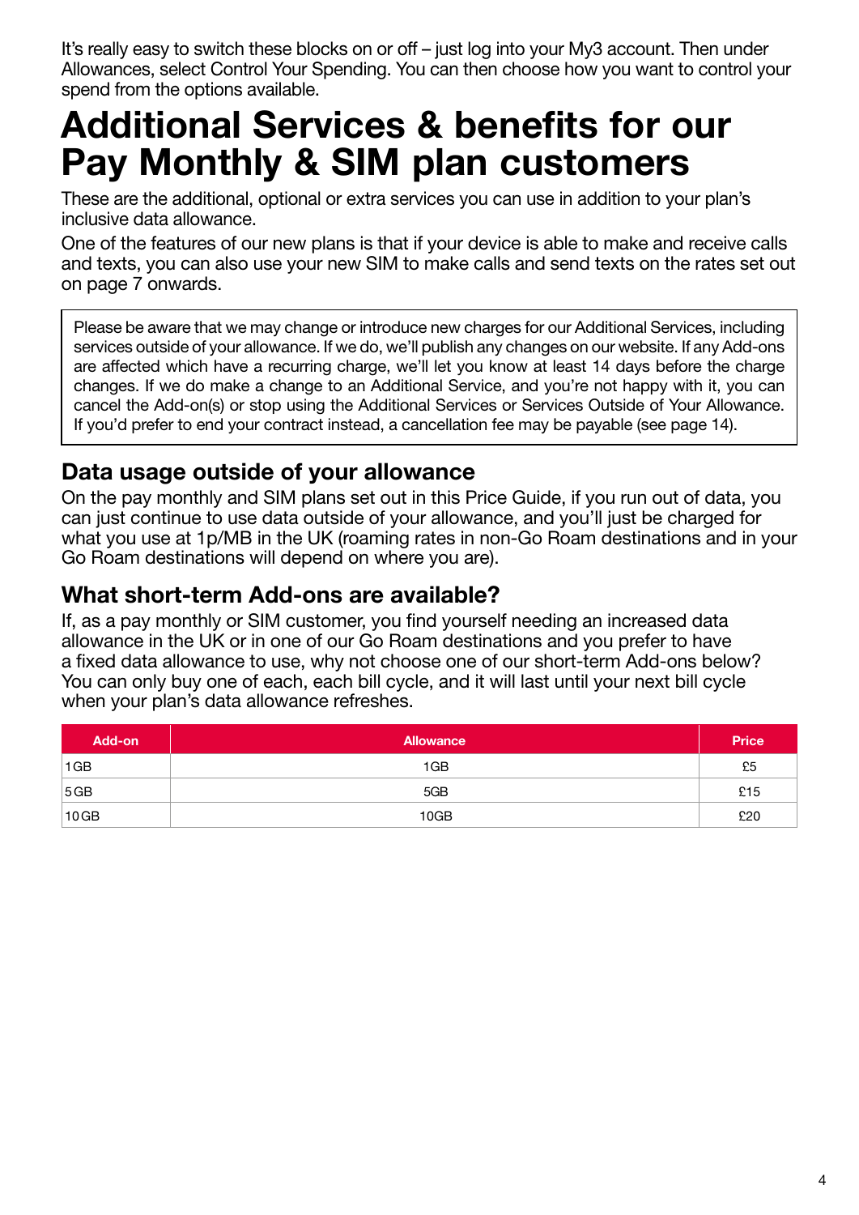It's really easy to switch these blocks on or off – just log into your My3 account. Then under Allowances, select Control Your Spending. You can then choose how you want to control your spend from the options available.

# Additional Services & benefits for our Pay Monthly & SIM plan customers

These are the additional, optional or extra services you can use in addition to your plan's inclusive data allowance.

One of the features of our new plans is that if your device is able to make and receive calls and texts, you can also use your new SIM to make calls and send texts on the rates set out on page 7 onwards.

> Please be aware that we may change or introduce new charges for our Additional Services, including services outside of your allowance. If we do, we'll publish any changes on our website. If any Add-ons are affected which have a recurring charge, we'll let you know at least 14 days before the charge changes. If we do make a change to an Additional Service, and you're not happy with it, you can cancel the Add-on(s) or stop using the Additional Services or Services Outside of Your Allowance. If you'd prefer to end your contract instead, a cancellation fee may be payable (see page 14).

## Data usage outside of your allowance

On the pay monthly and SIM plans set out in this Price Guide, if you run out of data, you can just continue to use data outside of your allowance, and you'll just be charged for what you use at 1p/MB in the UK (roaming rates in non-Go Roam destinations and in your Go Roam destinations will depend on where you are).

## What short-term Add-ons are available?

If, as a pay monthly or SIM customer, you find yourself needing an increased data allowance in the UK or in one of our Go Roam destinations and you prefer to have a fixed data allowance to use, why not choose one of our short-term Add-ons below? You can only buy one of each, each bill cycle, and it will last until your next bill cycle when your plan's data allowance refreshes.

| Add-on | Allowance | Price |
| --- | --- | --- |
| 1GB | 1GB | £5 |
| 5GB | 5GB | £15 |
| 10GB | 10GB | £20 |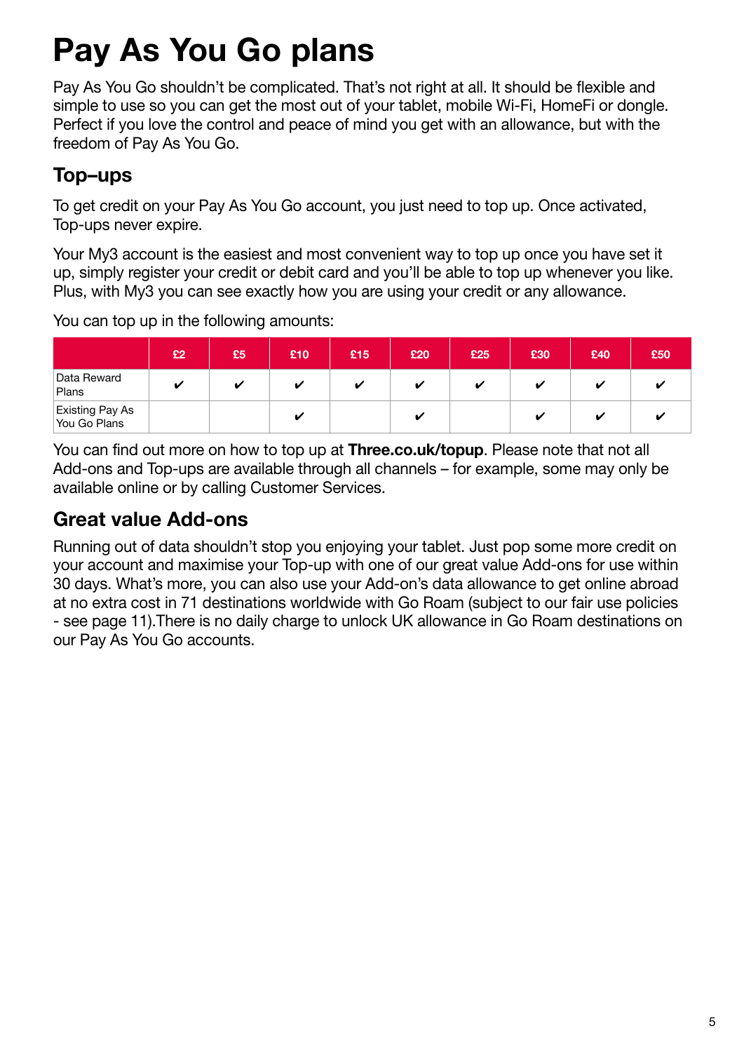# Pay As You Go plans

Pay As You Go shouldn't be complicated. That's not right at all. It should be flexible and simple to use so you can get the most out of your tablet, mobile Wi-Fi, HomeFi or dongle. Perfect if you love the control and peace of mind you get with an allowance, but with the freedom of Pay As You Go.

## Top–ups

To get credit on your Pay As You Go account, you just need to top up. Once activated, Top-ups never expire.

Your My3 account is the easiest and most convenient way to top up once you have set it up, simply register your credit or debit card and you'll be able to top up whenever you like. Plus, with My3 you can see exactly how you are using your credit or any allowance.

You can top up in the following amounts:

| | £2 | £5 | £10 | £15 | £20 | £25 | £30 | £40 | £50 |
|---|---|---|---|---|---|---|---|---|---|
| Data Reward Plans | ✔ | ✔ | ✔ | ✔ | ✔ | ✔ | ✔ | ✔ | ✔ |
| Existing Pay As You Go Plans | | | ✔ | | ✔ | | ✔ | ✔ | ✔ |

You can find out more on how to top up at **Three.co.uk/topup**. Please note that not all Add-ons and Top-ups are available through all channels – for example, some may only be available online or by calling Customer Services.

## Great value Add-ons

Running out of data shouldn't stop you enjoying your tablet. Just pop some more credit on your account and maximise your Top-up with one of our great value Add-ons for use within 30 days. What's more, you can also use your Add-on's data allowance to get online abroad at no extra cost in 71 destinations worldwide with Go Roam (subject to our fair use policies - see page 11).There is no daily charge to unlock UK allowance in Go Roam destinations on our Pay As You Go accounts.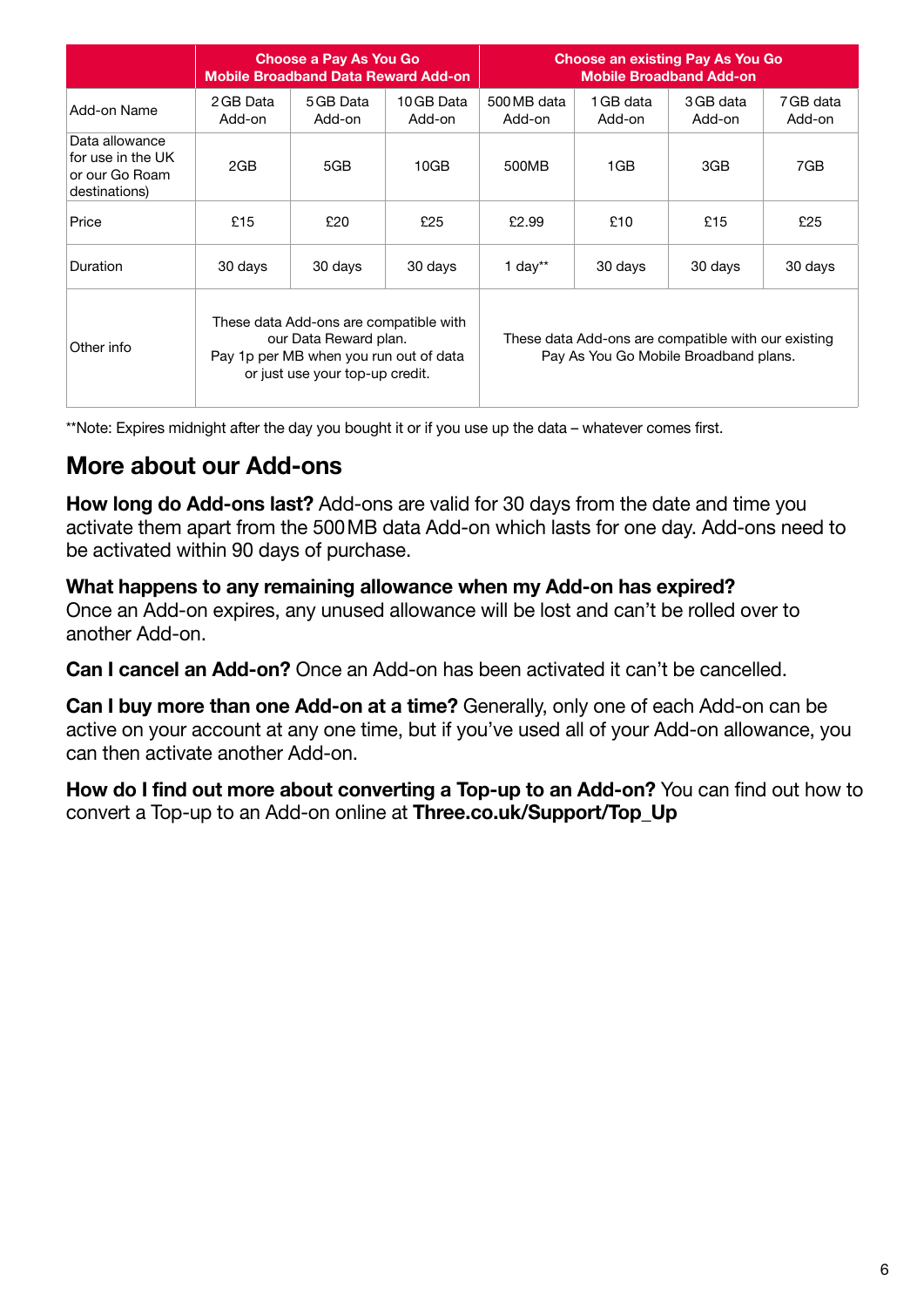| | Choose a Pay As You Go Mobile Broadband Data Reward Add-on | | | Choose an existing Pay As You Go Mobile Broadband Add-on | | | |
|---|---|---|---|---|---|---|---|
| Add-on Name | 2GB Data Add-on | 5GB Data Add-on | 10GB Data Add-on | 500MB data Add-on | 1GB data Add-on | 3GB data Add-on | 7GB data Add-on |
| Data allowance for use in the UK or our Go Roam destinations) | 2GB | 5GB | 10GB | 500MB | 1GB | 3GB | 7GB |
| Price | £15 | £20 | £25 | £2.99 | £10 | £15 | £25 |
| Duration | 30 days | 30 days | 30 days | 1 day** | 30 days | 30 days | 30 days |
| Other info | These data Add-ons are compatible with our Data Reward plan. Pay 1p per MB when you run out of data or just use your top-up credit. | | | These data Add-ons are compatible with our existing Pay As You Go Mobile Broadband plans. | | | |

**Note: Expires midnight after the day you bought it or if you use up the data – whatever comes first.

## More about our Add-ons

**How long do Add-ons last?** Add-ons are valid for 30 days from the date and time you activate them apart from the 500MB data Add-on which lasts for one day. Add-ons need to be activated within 90 days of purchase.

**What happens to any remaining allowance when my Add-on has expired?**
Once an Add-on expires, any unused allowance will be lost and can't be rolled over to another Add-on.

**Can I cancel an Add-on?** Once an Add-on has been activated it can't be cancelled.

**Can I buy more than one Add-on at a time?** Generally, only one of each Add-on can be active on your account at any one time, but if you've used all of your Add-on allowance, you can then activate another Add-on.

**How do I find out more about converting a Top-up to an Add-on?** You can find out how to convert a Top-up to an Add-on online at **Three.co.uk/Support/Top_Up**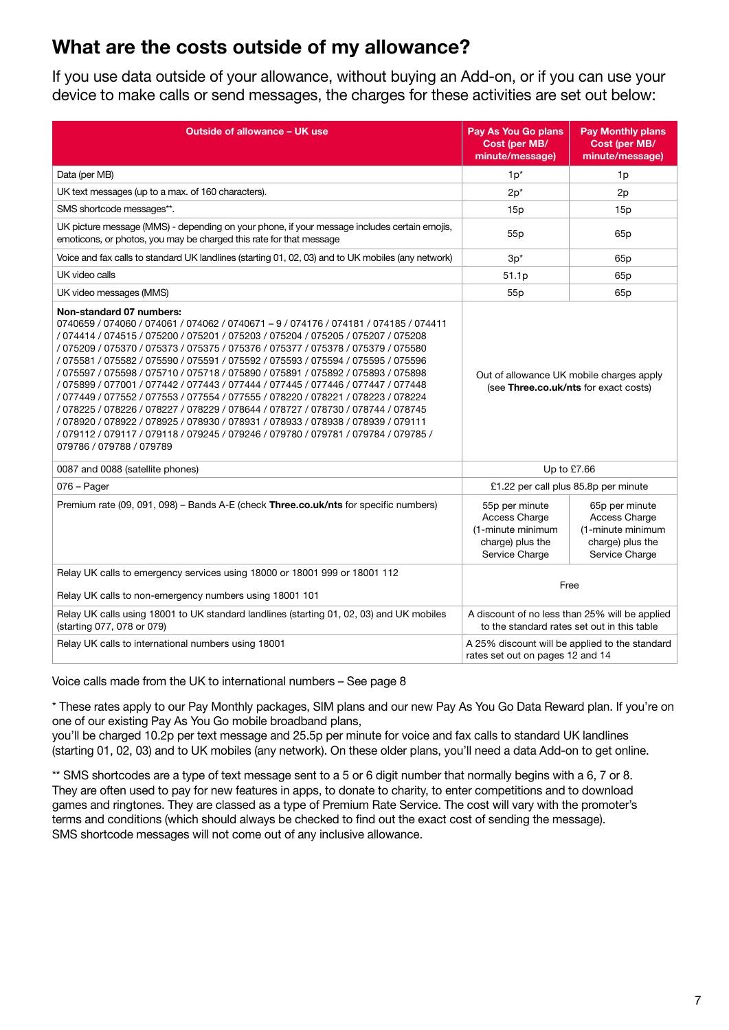## What are the costs outside of my allowance?

If you use data outside of your allowance, without buying an Add-on, or if you can use your device to make calls or send messages, the charges for these activities are set out below:

| Outside of allowance – UK use | Pay As You Go plans Cost (per MB/ minute/message) | Pay Monthly plans Cost (per MB/ minute/message) |
|---|---|---|
| Data (per MB) | 1p* | 1p |
| UK text messages (up to a max. of 160 characters). | 2p* | 2p |
| SMS shortcode messages**. | 15p | 15p |
| UK picture message (MMS) - depending on your phone, if your message includes certain emojis, emoticons, or photos, you may be charged this rate for that message | 55p | 65p |
| Voice and fax calls to standard UK landlines (starting 01, 02, 03) and to UK mobiles (any network) | 3p* | 65p |
| UK video calls | 51.1p | 65p |
| UK video messages (MMS) | 55p | 65p |
| **Non-standard 07 numbers:** 0740659 / 074060 / 074061 / 074062 / 0740671 – 9 / 074176 / 074181 / 074185 / 074411 / 074414 / 074515 / 075200 / 075201 / 075203 / 075204 / 075205 / 075207 / 075208 / 075209 / 075370 / 075373 / 075375 / 075376 / 075377 / 075378 / 075379 / 075580 / 075581 / 075582 / 075590 / 075591 / 075592 / 075593 / 075594 / 075595 / 075596 / 075597 / 075598 / 075710 / 075718 / 075890 / 075891 / 075892 / 075893 / 075898 / 075899 / 077001 / 077442 / 077443 / 077444 / 077445 / 077446 / 077447 / 077448 / 077449 / 077552 / 077553 / 077554 / 077555 / 078220 / 078221 / 078223 / 078224 / 078225 / 078226 / 078227 / 078229 / 078644 / 078727 / 078730 / 078744 / 078745 / 078920 / 078922 / 078925 / 078930 / 078931 / 078933 / 078938 / 078939 / 079111 / 079112 / 079117 / 079118 / 079245 / 079246 / 079780 / 079781 / 079784 / 079785 / 079786 / 079788 / 079789 | Out of allowance UK mobile charges apply (see **Three.co.uk/nts** for exact costs) | |
| 0087 and 0088 (satellite phones) | Up to £7.66 | |
| 076 – Pager | £1.22 per call plus 85.8p per minute | |
| Premium rate (09, 091, 098) – Bands A-E (check **Three.co.uk/nts** for specific numbers) | 55p per minute Access Charge (1-minute minimum charge) plus the Service Charge | 65p per minute Access Charge (1-minute minimum charge) plus the Service Charge |
| Relay UK calls to emergency services using 18000 or 18001 999 or 18001 112<br><br>Relay UK calls to non-emergency numbers using 18001 101 | Free | |
| Relay UK calls using 18001 to UK standard landlines (starting 01, 02, 03) and UK mobiles (starting 077, 078 or 079) | A discount of no less than 25% will be applied to the standard rates set out in this table | |
| Relay UK calls to international numbers using 18001 | A 25% discount will be applied to the standard rates set out on pages 12 and 14 | |

Voice calls made from the UK to international numbers – See page 8

\* These rates apply to our Pay Monthly packages, SIM plans and our new Pay As You Go Data Reward plan. If you're on one of our existing Pay As You Go mobile broadband plans,
you'll be charged 10.2p per text message and 25.5p per minute for voice and fax calls to standard UK landlines (starting 01, 02, 03) and to UK mobiles (any network). On these older plans, you'll need a data Add-on to get online.

\** SMS shortcodes are a type of text message sent to a 5 or 6 digit number that normally begins with a 6, 7 or 8. They are often used to pay for new features in apps, to donate to charity, to enter competitions and to download games and ringtones. They are classed as a type of Premium Rate Service. The cost will vary with the promoter's terms and conditions (which should always be checked to find out the exact cost of sending the message). SMS shortcode messages will not come out of any inclusive allowance.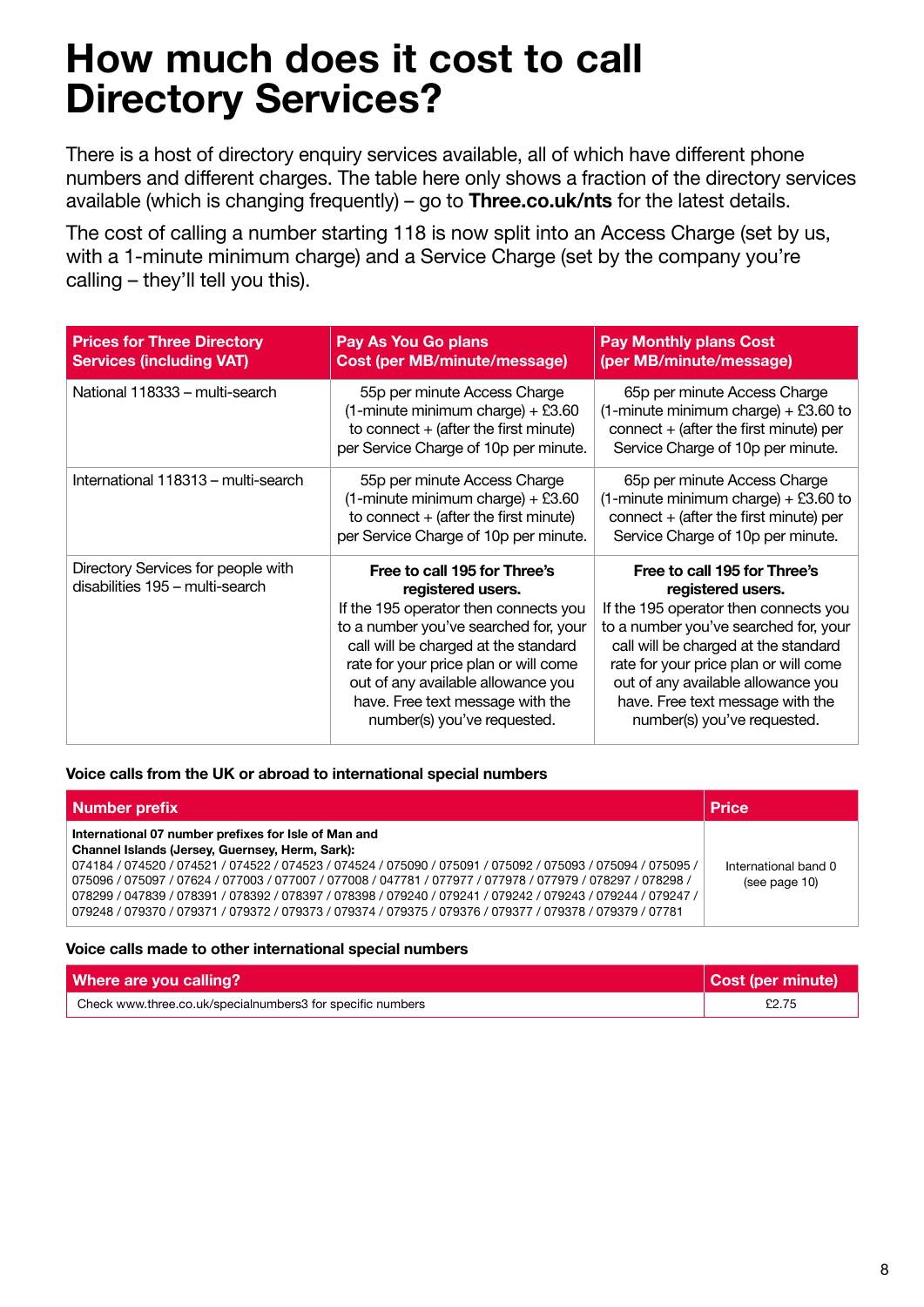# How much does it cost to call Directory Services?

There is a host of directory enquiry services available, all of which have different phone numbers and different charges. The table here only shows a fraction of the directory services available (which is changing frequently) – go to **Three.co.uk/nts** for the latest details.

The cost of calling a number starting 118 is now split into an Access Charge (set by us, with a 1-minute minimum charge) and a Service Charge (set by the company you're calling – they'll tell you this).

| Prices for Three Directory Services (including VAT) | Pay As You Go plans Cost (per MB/minute/message) | Pay Monthly plans Cost (per MB/minute/message) |
|---|---|---|
| National 118333 – multi-search | 55p per minute Access Charge (1-minute minimum charge) + £3.60 to connect + (after the first minute) per Service Charge of 10p per minute. | 65p per minute Access Charge (1-minute minimum charge) + £3.60 to connect + (after the first minute) per Service Charge of 10p per minute. |
| International 118313 – multi-search | 55p per minute Access Charge (1-minute minimum charge) + £3.60 to connect + (after the first minute) per Service Charge of 10p per minute. | 65p per minute Access Charge (1-minute minimum charge) + £3.60 to connect + (after the first minute) per Service Charge of 10p per minute. |
| Directory Services for people with disabilities 195 – multi-search | **Free to call 195 for Three's registered users.** If the 195 operator then connects you to a number you've searched for, your call will be charged at the standard rate for your price plan or will come out of any available allowance you have. Free text message with the number(s) you've requested. | **Free to call 195 for Three's registered users.** If the 195 operator then connects you to a number you've searched for, your call will be charged at the standard rate for your price plan or will come out of any available allowance you have. Free text message with the number(s) you've requested. |

**Voice calls from the UK or abroad to international special numbers**

| Number prefix | Price |
|---|---|
| **International 07 number prefixes for Isle of Man and Channel Islands (Jersey, Guernsey, Herm, Sark):** 074184 / 074520 / 074521 / 074522 / 074523 / 074524 / 075090 / 075091 / 075092 / 075093 / 075094 / 075095 / 075096 / 075097 / 07624 / 077003 / 077007 / 077008 / 047781 / 077977 / 077978 / 077979 / 078297 / 078298 / 078299 / 047839 / 078391 / 078392 / 078397 / 078398 / 079240 / 079241 / 079242 / 079243 / 079244 / 079247 / 079248 / 079370 / 079371 / 079372 / 079373 / 079374 / 079375 / 079376 / 079377 / 079378 / 079379 / 07781 | International band 0 (see page 10) |

**Voice calls made to other international special numbers**

| Where are you calling? | Cost (per minute) |
|---|---|
| Check www.three.co.uk/specialnumbers3 for specific numbers | £2.75 |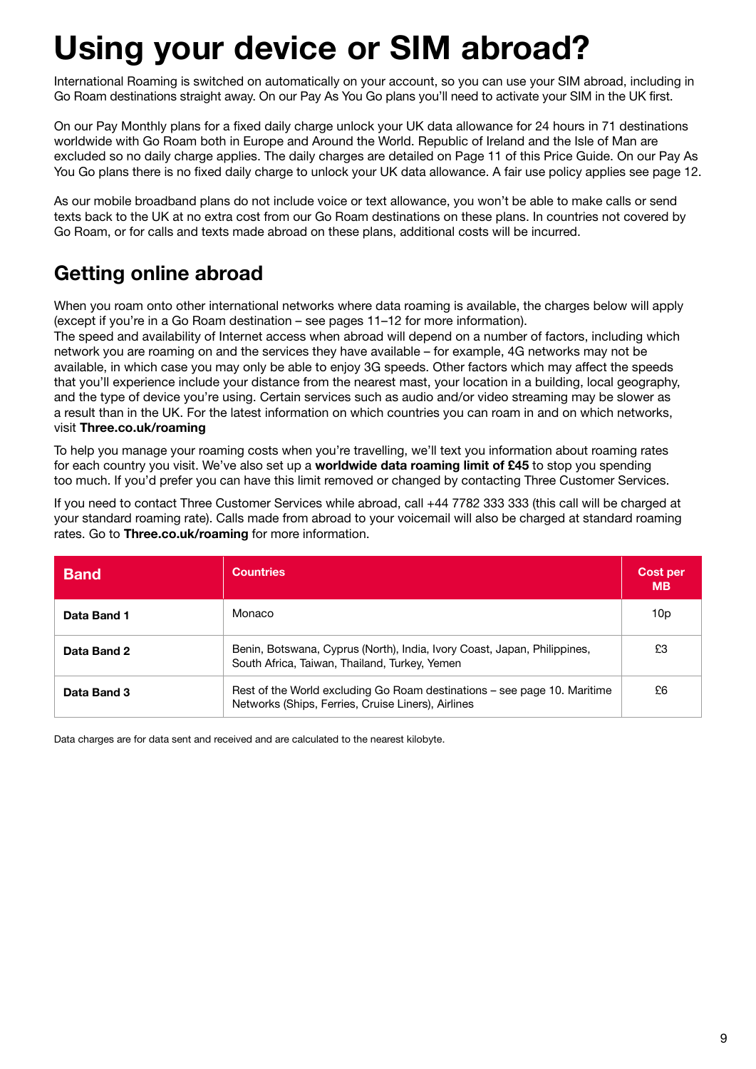# Using your device or SIM abroad?

International Roaming is switched on automatically on your account, so you can use your SIM abroad, including in Go Roam destinations straight away. On our Pay As You Go plans you'll need to activate your SIM in the UK first.

On our Pay Monthly plans for a fixed daily charge unlock your UK data allowance for 24 hours in 71 destinations worldwide with Go Roam both in Europe and Around the World. Republic of Ireland and the Isle of Man are excluded so no daily charge applies. The daily charges are detailed on Page 11 of this Price Guide. On our Pay As You Go plans there is no fixed daily charge to unlock your UK data allowance. A fair use policy applies see page 12.

As our mobile broadband plans do not include voice or text allowance, you won't be able to make calls or send texts back to the UK at no extra cost from our Go Roam destinations on these plans. In countries not covered by Go Roam, or for calls and texts made abroad on these plans, additional costs will be incurred.

## Getting online abroad

When you roam onto other international networks where data roaming is available, the charges below will apply (except if you're in a Go Roam destination – see pages 11–12 for more information).
The speed and availability of Internet access when abroad will depend on a number of factors, including which network you are roaming on and the services they have available – for example, 4G networks may not be available, in which case you may only be able to enjoy 3G speeds. Other factors which may affect the speeds that you'll experience include your distance from the nearest mast, your location in a building, local geography, and the type of device you're using. Certain services such as audio and/or video streaming may be slower as a result than in the UK. For the latest information on which countries you can roam in and on which networks, visit **Three.co.uk/roaming**

To help you manage your roaming costs when you're travelling, we'll text you information about roaming rates for each country you visit. We've also set up a **worldwide data roaming limit of £45** to stop you spending too much. If you'd prefer you can have this limit removed or changed by contacting Three Customer Services.

If you need to contact Three Customer Services while abroad, call +44 7782 333 333 (this call will be charged at your standard roaming rate). Calls made from abroad to your voicemail will also be charged at standard roaming rates. Go to **Three.co.uk/roaming** for more information.

| Band | Countries | Cost per MB |
|---|---|---|
| **Data Band 1** | Monaco | 10p |
| **Data Band 2** | Benin, Botswana, Cyprus (North), India, Ivory Coast, Japan, Philippines, South Africa, Taiwan, Thailand, Turkey, Yemen | £3 |
| **Data Band 3** | Rest of the World excluding Go Roam destinations – see page 10. Maritime Networks (Ships, Ferries, Cruise Liners), Airlines | £6 |

Data charges are for data sent and received and are calculated to the nearest kilobyte.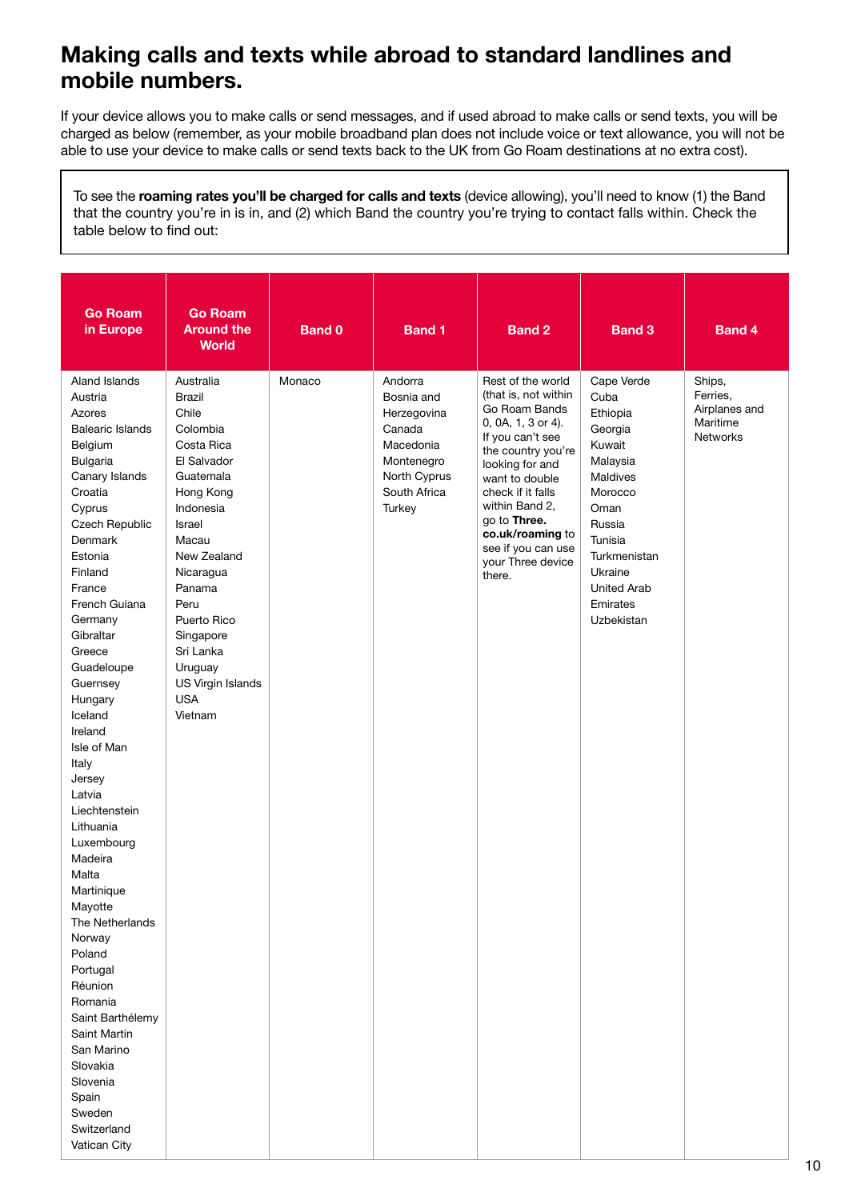# Making calls and texts while abroad to standard landlines and mobile numbers.

If your device allows you to make calls or send messages, and if used abroad to make calls or send texts, you will be charged as below (remember, as your mobile broadband plan does not include voice or text allowance, you will not be able to use your device to make calls or send texts back to the UK from Go Roam destinations at no extra cost).

To see the **roaming rates you'll be charged for calls and texts** (device allowing), you'll need to know (1) the Band that the country you're in is in, and (2) which Band the country you're trying to contact falls within. Check the table below to find out:

| Go Roam in Europe | Go Roam Around the World | Band 0 | Band 1 | Band 2 | Band 3 | Band 4 |
|---|---|---|---|---|---|---|
| Aland Islands<br>Austria<br>Azores<br>Balearic Islands<br>Belgium<br>Bulgaria<br>Canary Islands<br>Croatia<br>Cyprus<br>Czech Republic<br>Denmark<br>Estonia<br>Finland<br>France<br>French Guiana<br>Germany<br>Gibraltar<br>Greece<br>Guadeloupe<br>Guernsey<br>Hungary<br>Iceland<br>Ireland<br>Isle of Man<br>Italy<br>Jersey<br>Latvia<br>Liechtenstein<br>Lithuania<br>Luxembourg<br>Madeira<br>Malta<br>Martinique<br>Mayotte<br>The Netherlands<br>Norway<br>Poland<br>Portugal<br>Réunion<br>Romania<br>Saint Barthélemy<br>Saint Martin<br>San Marino<br>Slovakia<br>Slovenia<br>Spain<br>Sweden<br>Switzerland<br>Vatican City | Australia<br>Brazil<br>Chile<br>Colombia<br>Costa Rica<br>El Salvador<br>Guatemala<br>Hong Kong<br>Indonesia<br>Israel<br>Macau<br>New Zealand<br>Nicaragua<br>Panama<br>Peru<br>Puerto Rico<br>Singapore<br>Sri Lanka<br>Uruguay<br>US Virgin Islands<br>USA<br>Vietnam | Monaco | Andorra<br>Bosnia and Herzegovina<br>Canada<br>Macedonia<br>Montenegro<br>North Cyprus<br>South Africa<br>Turkey | Rest of the world (that is, not within Go Roam Bands 0, 0A, 1, 3 or 4). If you can't see the country you're looking for and want to double check if it falls within Band 2, go to **Three.co.uk/roaming** to see if you can use your Three device there. | Cape Verde<br>Cuba<br>Ethiopia<br>Georgia<br>Kuwait<br>Malaysia<br>Maldives<br>Morocco<br>Oman<br>Russia<br>Tunisia<br>Turkmenistan<br>Ukraine<br>United Arab Emirates<br>Uzbekistan | Ships, Ferries, Airplanes and Maritime Networks |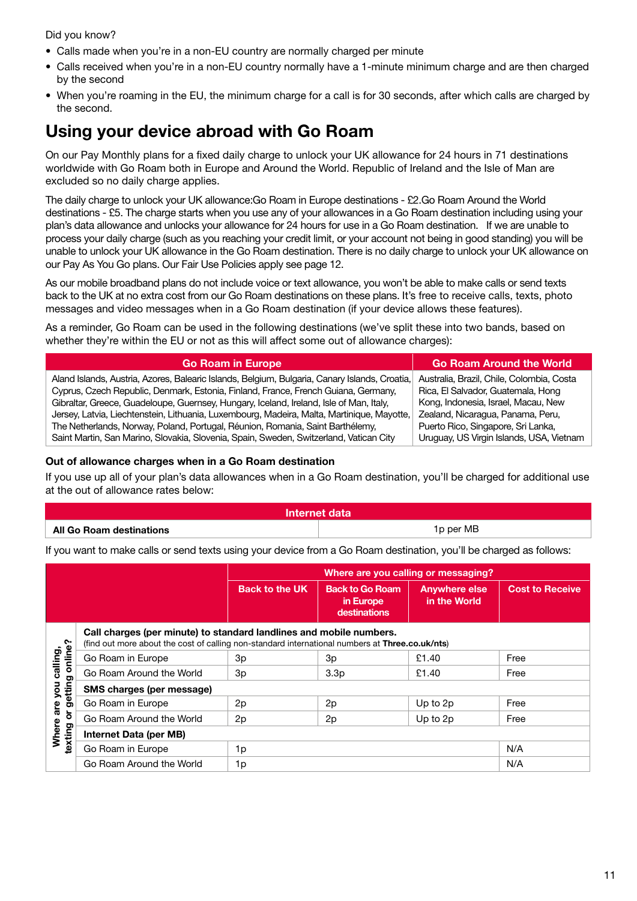Did you know?

- Calls made when you're in a non-EU country are normally charged per minute
- Calls received when you're in a non-EU country normally have a 1-minute minimum charge and are then charged by the second
- When you're roaming in the EU, the minimum charge for a call is for 30 seconds, after which calls are charged by the second.

## Using your device abroad with Go Roam

On our Pay Monthly plans for a fixed daily charge to unlock your UK allowance for 24 hours in 71 destinations worldwide with Go Roam both in Europe and Around the World. Republic of Ireland and the Isle of Man are excluded so no daily charge applies.

The daily charge to unlock your UK allowance:Go Roam in Europe destinations - £2.Go Roam Around the World destinations - £5. The charge starts when you use any of your allowances in a Go Roam destination including using your plan's data allowance and unlocks your allowance for 24 hours for use in a Go Roam destination. If we are unable to process your daily charge (such as you reaching your credit limit, or your account not being in good standing) you will be unable to unlock your UK allowance in the Go Roam destination. There is no daily charge to unlock your UK allowance on our Pay As You Go plans. Our Fair Use Policies apply see page 12.

As our mobile broadband plans do not include voice or text allowance, you won't be able to make calls or send texts back to the UK at no extra cost from our Go Roam destinations on these plans. It's free to receive calls, texts, photo messages and video messages when in a Go Roam destination (if your device allows these features).

As a reminder, Go Roam can be used in the following destinations (we've split these into two bands, based on whether they're within the EU or not as this will affect some out of allowance charges):

| Go Roam in Europe | Go Roam Around the World |
|---|---|
| Aland Islands, Austria, Azores, Balearic Islands, Belgium, Bulgaria, Canary Islands, Croatia, Cyprus, Czech Republic, Denmark, Estonia, Finland, France, French Guiana, Germany, Gibraltar, Greece, Guadeloupe, Guernsey, Hungary, Iceland, Ireland, Isle of Man, Italy, Jersey, Latvia, Liechtenstein, Lithuania, Luxembourg, Madeira, Malta, Martinique, Mayotte, The Netherlands, Norway, Poland, Portugal, Réunion, Romania, Saint Barthélemy, Saint Martin, San Marino, Slovakia, Slovenia, Spain, Sweden, Switzerland, Vatican City | Australia, Brazil, Chile, Colombia, Costa Rica, El Salvador, Guatemala, Hong Kong, Indonesia, Israel, Macau, New Zealand, Nicaragua, Panama, Peru, Puerto Rico, Singapore, Sri Lanka, Uruguay, US Virgin Islands, USA, Vietnam |

### Out of allowance charges when in a Go Roam destination

If you use up all of your plan's data allowances when in a Go Roam destination, you'll be charged for additional use at the out of allowance rates below:

| | Internet data |
|---|---|
| **All Go Roam destinations** | 1p per MB |

If you want to make calls or send texts using your device from a Go Roam destination, you'll be charged as follows:

| Where are you calling, texting or getting online? | Where are you calling or messaging? | | | |
|---|---|---|---|---|
| | Back to the UK | Back to Go Roam in Europe destinations | Anywhere else in the World | Cost to Receive |
| **Call charges (per minute) to standard landlines and mobile numbers.** (find out more about the cost of calling non-standard international numbers at **Three.co.uk/nts**) | | | | |
| Go Roam in Europe | 3p | 3p | £1.40 | Free |
| Go Roam Around the World | 3p | 3.3p | £1.40 | Free |
| **SMS charges (per message)** | | | | |
| Go Roam in Europe | 2p | 2p | Up to 2p | Free |
| Go Roam Around the World | 2p | 2p | Up to 2p | Free |
| **Internet Data (per MB)** | | | | |
| Go Roam in Europe | 1p | | | N/A |
| Go Roam Around the World | 1p | | | N/A |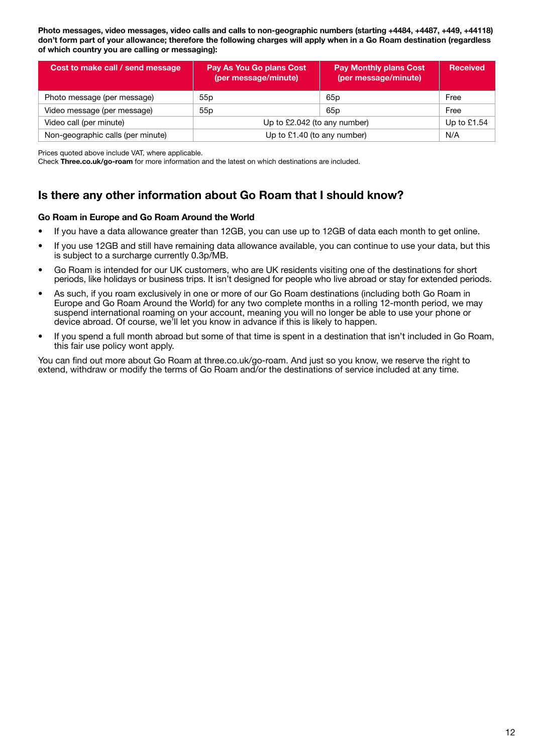**Photo messages, video messages, video calls and calls to non-geographic numbers (starting +4484, +4487, +449, +44118) don't form part of your allowance; therefore the following charges will apply when in a Go Roam destination (regardless of which country you are calling or messaging):**

| Cost to make call / send message | Pay As You Go plans Cost (per message/minute) | Pay Monthly plans Cost (per message/minute) | Received |
|---|---|---|---|
| Photo message (per message) | 55p | 65p | Free |
| Video message (per message) | 55p | 65p | Free |
| Video call (per minute) | Up to £2.042 (to any number) | | Up to £1.54 |
| Non-geographic calls (per minute) | Up to £1.40 (to any number) | | N/A |

Prices quoted above include VAT, where applicable.
Check **Three.co.uk/go-roam** for more information and the latest on which destinations are included.

## Is there any other information about Go Roam that I should know?

### Go Roam in Europe and Go Roam Around the World

- If you have a data allowance greater than 12GB, you can use up to 12GB of data each month to get online.
- If you use 12GB and still have remaining data allowance available, you can continue to use your data, but this is subject to a surcharge currently 0.3p/MB.
- Go Roam is intended for our UK customers, who are UK residents visiting one of the destinations for short periods, like holidays or business trips. It isn't designed for people who live abroad or stay for extended periods.
- As such, if you roam exclusively in one or more of our Go Roam destinations (including both Go Roam in Europe and Go Roam Around the World) for any two complete months in a rolling 12-month period, we may suspend international roaming on your account, meaning you will no longer be able to use your phone or device abroad. Of course, we'll let you know in advance if this is likely to happen.
- If you spend a full month abroad but some of that time is spent in a destination that isn't included in Go Roam, this fair use policy wont apply.

You can find out more about Go Roam at three.co.uk/go-roam. And just so you know, we reserve the right to extend, withdraw or modify the terms of Go Roam and/or the destinations of service included at any time.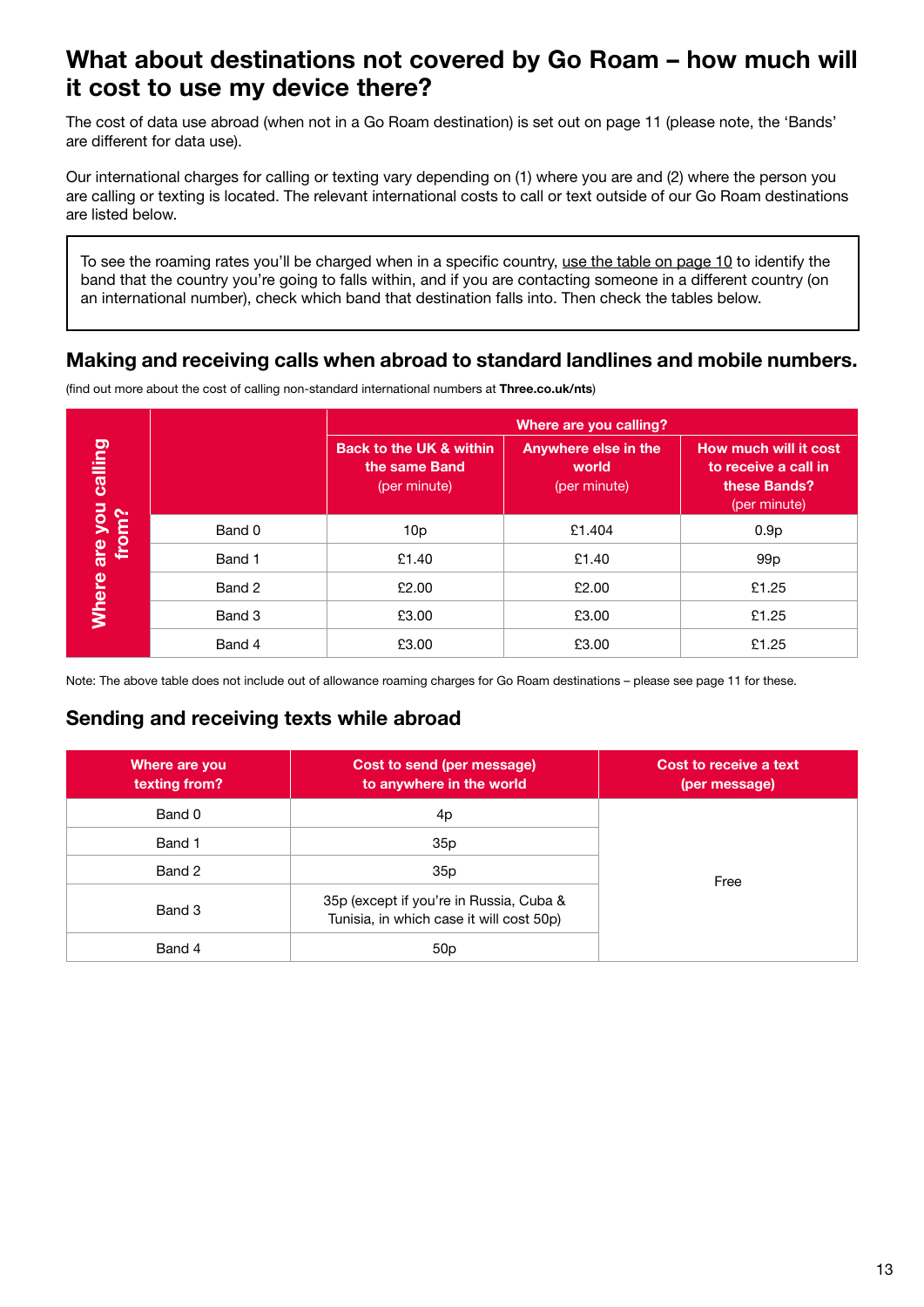# What about destinations not covered by Go Roam – how much will it cost to use my device there?

The cost of data use abroad (when not in a Go Roam destination) is set out on page 11 (please note, the 'Bands' are different for data use).

Our international charges for calling or texting vary depending on (1) where you are and (2) where the person you are calling or texting is located. The relevant international costs to call or text outside of our Go Roam destinations are listed below.

> To see the roaming rates you'll be charged when in a specific country, use the table on page 10 to identify the band that the country you're going to falls within, and if you are contacting someone in a different country (on an international number), check which band that destination falls into. Then check the tables below.

## Making and receiving calls when abroad to standard landlines and mobile numbers.

(find out more about the cost of calling non-standard international numbers at **Three.co.uk/nts**)

| Where are you calling from? | Where are you calling? | | |
|---|---|---|---|
| | **Back to the UK & within the same Band** (per minute) | **Anywhere else in the world** (per minute) | **How much will it cost to receive a call in these Bands?** (per minute) |
| Band 0 | 10p | £1.404 | 0.9p |
| Band 1 | £1.40 | £1.40 | 99p |
| Band 2 | £2.00 | £2.00 | £1.25 |
| Band 3 | £3.00 | £3.00 | £1.25 |
| Band 4 | £3.00 | £3.00 | £1.25 |

Note: The above table does not include out of allowance roaming charges for Go Roam destinations – please see page 11 for these.

## Sending and receiving texts while abroad

| Where are you texting from? | Cost to send (per message) to anywhere in the world | Cost to receive a text (per message) |
|---|---|---|
| Band 0 | 4p | Free |
| Band 1 | 35p | |
| Band 2 | 35p | |
| Band 3 | 35p (except if you're in Russia, Cuba & Tunisia, in which case it will cost 50p) | |
| Band 4 | 50p | |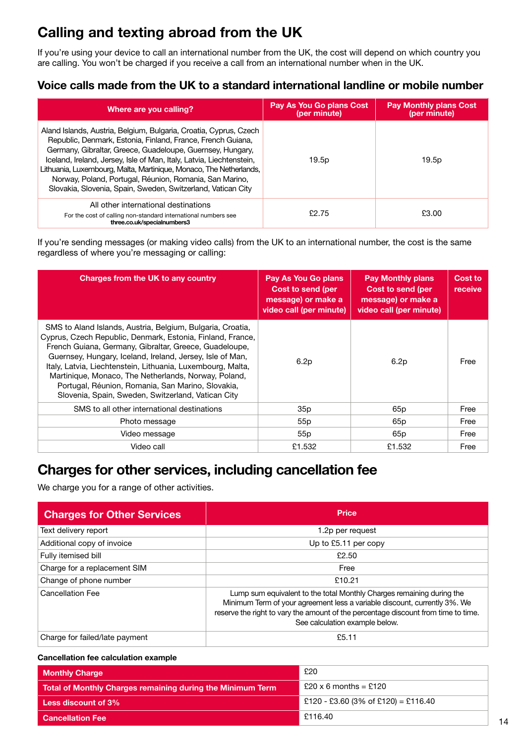## Calling and texting abroad from the UK

If you're using your device to call an international number from the UK, the cost will depend on which country you are calling. You won't be charged if you receive a call from an international number when in the UK.

### Voice calls made from the UK to a standard international landline or mobile number

| Where are you calling? | Pay As You Go plans Cost (per minute) | Pay Monthly plans Cost (per minute) |
|---|---|---|
| Aland Islands, Austria, Belgium, Bulgaria, Croatia, Cyprus, Czech Republic, Denmark, Estonia, Finland, France, French Guiana, Germany, Gibraltar, Greece, Guadeloupe, Guernsey, Hungary, Iceland, Ireland, Jersey, Isle of Man, Italy, Latvia, Liechtenstein, Lithuania, Luxembourg, Malta, Martinique, Monaco, The Netherlands, Norway, Poland, Portugal, Réunion, Romania, San Marino, Slovakia, Slovenia, Spain, Sweden, Switzerland, Vatican City | 19.5p | 19.5p |
| All other international destinations<br>For the cost of calling non-standard international numbers see **three.co.uk/specialnumbers3** | £2.75 | £3.00 |

If you're sending messages (or making video calls) from the UK to an international number, the cost is the same regardless of where you're messaging or calling:

| Charges from the UK to any country | Pay As You Go plans Cost to send (per message) or make a video call (per minute) | Pay Monthly plans Cost to send (per message) or make a video call (per minute) | Cost to receive |
|---|---|---|---|
| SMS to Aland Islands, Austria, Belgium, Bulgaria, Croatia, Cyprus, Czech Republic, Denmark, Estonia, Finland, France, French Guiana, Germany, Gibraltar, Greece, Guadeloupe, Guernsey, Hungary, Iceland, Ireland, Jersey, Isle of Man, Italy, Latvia, Liechtenstein, Lithuania, Luxembourg, Malta, Martinique, Monaco, The Netherlands, Norway, Poland, Portugal, Réunion, Romania, San Marino, Slovakia, Slovenia, Spain, Sweden, Switzerland, Vatican City | 6.2p | 6.2p | Free |
| SMS to all other international destinations | 35p | 65p | Free |
| Photo message | 55p | 65p | Free |
| Video message | 55p | 65p | Free |
| Video call | £1.532 | £1.532 | Free |

## Charges for other services, including cancellation fee

We charge you for a range of other activities.

| Charges for Other Services | Price |
|---|---|
| Text delivery report | 1.2p per request |
| Additional copy of invoice | Up to £5.11 per copy |
| Fully itemised bill | £2.50 |
| Charge for a replacement SIM | Free |
| Change of phone number | £10.21 |
| Cancellation Fee | Lump sum equivalent to the total Monthly Charges remaining during the Minimum Term of your agreement less a variable discount, currently 3%. We reserve the right to vary the amount of the percentage discount from time to time. See calculation example below. |
| Charge for failed/late payment | £5.11 |

**Cancellation fee calculation example**

| | |
|---|---|
| **Monthly Charge** | £20 |
| **Total of Monthly Charges remaining during the Minimum Term** | £20 x 6 months = £120 |
| **Less discount of 3%** | £120 - £3.60 (3% of £120) = £116.40 |
| **Cancellation Fee** | £116.40 |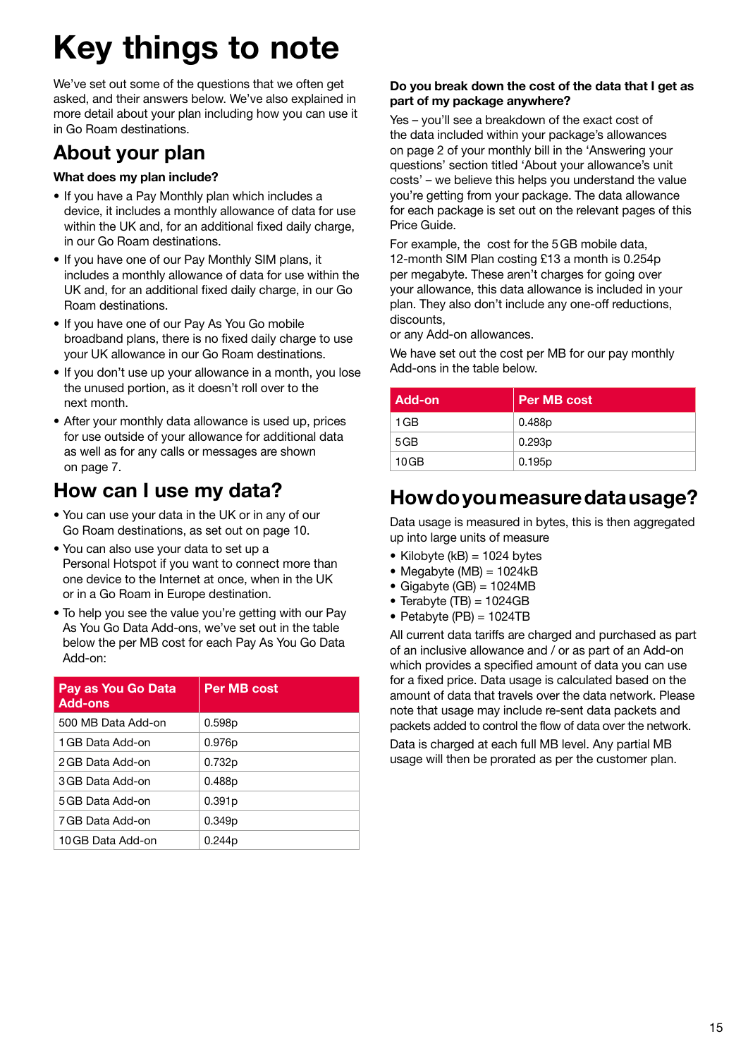# Key things to note

We've set out some of the questions that we often get asked, and their answers below. We've also explained in more detail about your plan including how you can use it in Go Roam destinations.

## About your plan

### What does my plan include?

- If you have a Pay Monthly plan which includes a device, it includes a monthly allowance of data for use within the UK and, for an additional fixed daily charge, in our Go Roam destinations.
- If you have one of our Pay Monthly SIM plans, it includes a monthly allowance of data for use within the UK and, for an additional fixed daily charge, in our Go Roam destinations.
- If you have one of our Pay As You Go mobile broadband plans, there is no fixed daily charge to use your UK allowance in our Go Roam destinations.
- If you don't use up your allowance in a month, you lose the unused portion, as it doesn't roll over to the next month.
- After your monthly data allowance is used up, prices for use outside of your allowance for additional data as well as for any calls or messages are shown on page 7.

## How can I use my data?

- You can use your data in the UK or in any of our Go Roam destinations, as set out on page 10.
- You can also use your data to set up a Personal Hotspot if you want to connect more than one device to the Internet at once, when in the UK or in a Go Roam in Europe destination.
- To help you see the value you're getting with our Pay As You Go Data Add-ons, we've set out in the table below the per MB cost for each Pay As You Go Data Add-on:

| Pay as You Go Data Add-ons | Per MB cost |
|---|---|
| 500 MB Data Add-on | 0.598p |
| 1 GB Data Add-on | 0.976p |
| 2 GB Data Add-on | 0.732p |
| 3 GB Data Add-on | 0.488p |
| 5 GB Data Add-on | 0.391p |
| 7 GB Data Add-on | 0.349p |
| 10 GB Data Add-on | 0.244p |

### Do you break down the cost of the data that I get as part of my package anywhere?

Yes – you'll see a breakdown of the exact cost of the data included within your package's allowances on page 2 of your monthly bill in the 'Answering your questions' section titled 'About your allowance's unit costs' – we believe this helps you understand the value you're getting from your package. The data allowance for each package is set out on the relevant pages of this Price Guide.

For example, the cost for the 5 GB mobile data, 12-month SIM Plan costing £13 a month is 0.254p per megabyte. These aren't charges for going over your allowance, this data allowance is included in your plan. They also don't include any one-off reductions, discounts,
or any Add-on allowances.

We have set out the cost per MB for our pay monthly Add-ons in the table below.

| Add-on | Per MB cost |
|---|---|
| 1 GB | 0.488p |
| 5 GB | 0.293p |
| 10 GB | 0.195p |

## How do you measure data usage?

Data usage is measured in bytes, this is then aggregated up into large units of measure

- Kilobyte (kB) = 1024 bytes
- Megabyte (MB) = 1024kB
- Gigabyte (GB) = 1024MB
- Terabyte (TB) = 1024GB
- Petabyte (PB) = 1024TB

All current data tariffs are charged and purchased as part of an inclusive allowance and / or as part of an Add-on which provides a specified amount of data you can use for a fixed price. Data usage is calculated based on the amount of data that travels over the data network. Please note that usage may include re-sent data packets and packets added to control the flow of data over the network.

Data is charged at each full MB level. Any partial MB usage will then be prorated as per the customer plan.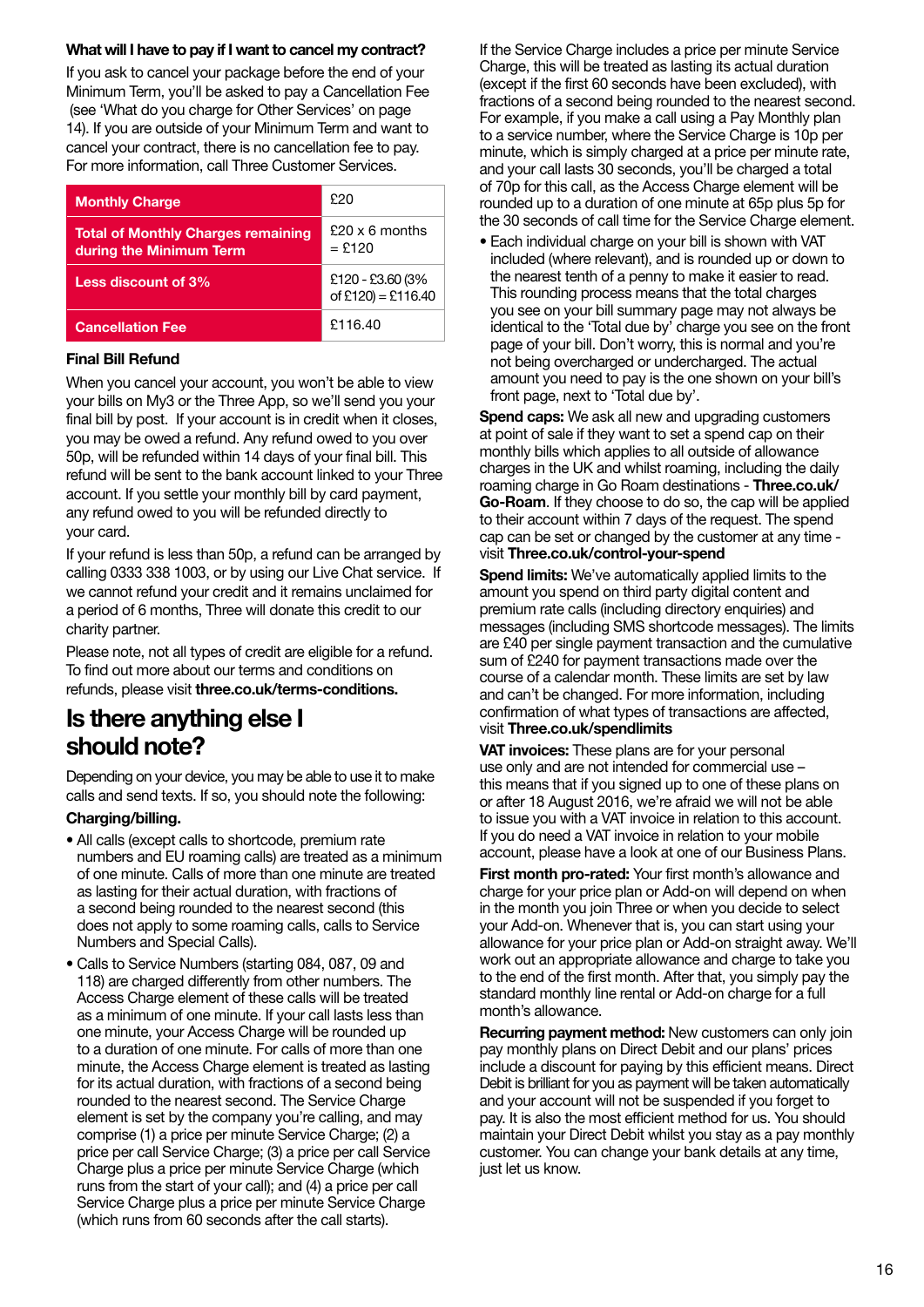**What will I have to pay if I want to cancel my contract?**

If you ask to cancel your package before the end of your Minimum Term, you'll be asked to pay a Cancellation Fee (see 'What do you charge for Other Services' on page 14). If you are outside of your Minimum Term and want to cancel your contract, there is no cancellation fee to pay. For more information, call Three Customer Services.

| | |
|---|---|
| **Monthly Charge** | £20 |
| **Total of Monthly Charges remaining during the Minimum Term** | £20 x 6 months = £120 |
| **Less discount of 3%** | £120 - £3.60 (3% of £120) = £116.40 |
| **Cancellation Fee** | £116.40 |

**Final Bill Refund**

When you cancel your account, you won't be able to view your bills on My3 or the Three App, so we'll send you your final bill by post. If your account is in credit when it closes, you may be owed a refund. Any refund owed to you over 50p, will be refunded within 14 days of your final bill. This refund will be sent to the bank account linked to your Three account. If you settle your monthly bill by card payment, any refund owed to you will be refunded directly to your card.

If your refund is less than 50p, a refund can be arranged by calling 0333 338 1003, or by using our Live Chat service. If we cannot refund your credit and it remains unclaimed for a period of 6 months, Three will donate this credit to our charity partner.

Please note, not all types of credit are eligible for a refund. To find out more about our terms and conditions on refunds, please visit **three.co.uk/terms-conditions.**

# Is there anything else I should note?

Depending on your device, you may be able to use it to make calls and send texts. If so, you should note the following:

**Charging/billing.**

- All calls (except calls to shortcode, premium rate numbers and EU roaming calls) are treated as a minimum of one minute. Calls of more than one minute are treated as lasting for their actual duration, with fractions of a second being rounded to the nearest second (this does not apply to some roaming calls, calls to Service Numbers and Special Calls).
- Calls to Service Numbers (starting 084, 087, 09 and 118) are charged differently from other numbers. The Access Charge element of these calls will be treated as a minimum of one minute. If your call lasts less than one minute, your Access Charge will be rounded up to a duration of one minute. For calls of more than one minute, the Access Charge element is treated as lasting for its actual duration, with fractions of a second being rounded to the nearest second. The Service Charge element is set by the company you're calling, and may comprise (1) a price per minute Service Charge; (2) a price per call Service Charge; (3) a price per call Service Charge plus a price per minute Service Charge (which runs from the start of your call); and (4) a price per call Service Charge plus a price per minute Service Charge (which runs from 60 seconds after the call starts).

If the Service Charge includes a price per minute Service Charge, this will be treated as lasting its actual duration (except if the first 60 seconds have been excluded), with fractions of a second being rounded to the nearest second. For example, if you make a call using a Pay Monthly plan to a service number, where the Service Charge is 10p per minute, which is simply charged at a price per minute rate, and your call lasts 30 seconds, you'll be charged a total of 70p for this call, as the Access Charge element will be rounded up to a duration of one minute at 65p plus 5p for the 30 seconds of call time for the Service Charge element.

- Each individual charge on your bill is shown with VAT included (where relevant), and is rounded up or down to the nearest tenth of a penny to make it easier to read. This rounding process means that the total charges you see on your bill summary page may not always be identical to the 'Total due by' charge you see on the front page of your bill. Don't worry, this is normal and you're not being overcharged or undercharged. The actual amount you need to pay is the one shown on your bill's front page, next to 'Total due by'.

**Spend caps:** We ask all new and upgrading customers at point of sale if they want to set a spend cap on their monthly bills which applies to all outside of allowance charges in the UK and whilst roaming, including the daily roaming charge in Go Roam destinations - **Three.co.uk/Go-Roam**. If they choose to do so, the cap will be applied to their account within 7 days of the request. The spend cap can be set or changed by the customer at any time - visit **Three.co.uk/control-your-spend**

**Spend limits:** We've automatically applied limits to the amount you spend on third party digital content and premium rate calls (including directory enquiries) and messages (including SMS shortcode messages). The limits are £40 per single payment transaction and the cumulative sum of £240 for payment transactions made over the course of a calendar month. These limits are set by law and can't be changed. For more information, including confirmation of what types of transactions are affected, visit **Three.co.uk/spendlimits**

**VAT invoices:** These plans are for your personal use only and are not intended for commercial use – this means that if you signed up to one of these plans on or after 18 August 2016, we're afraid we will not be able to issue you with a VAT invoice in relation to this account. If you do need a VAT invoice in relation to your mobile account, please have a look at one of our Business Plans.

**First month pro-rated:** Your first month's allowance and charge for your price plan or Add-on will depend on when in the month you join Three or when you decide to select your Add-on. Whenever that is, you can start using your allowance for your price plan or Add-on straight away. We'll work out an appropriate allowance and charge to take you to the end of the first month. After that, you simply pay the standard monthly line rental or Add-on charge for a full month's allowance.

**Recurring payment method:** New customers can only join pay monthly plans on Direct Debit and our plans' prices include a discount for paying by this efficient means. Direct Debit is brilliant for you as payment will be taken automatically and your account will not be suspended if you forget to pay. It is also the most efficient method for us. You should maintain your Direct Debit whilst you stay as a pay monthly customer. You can change your bank details at any time, just let us know.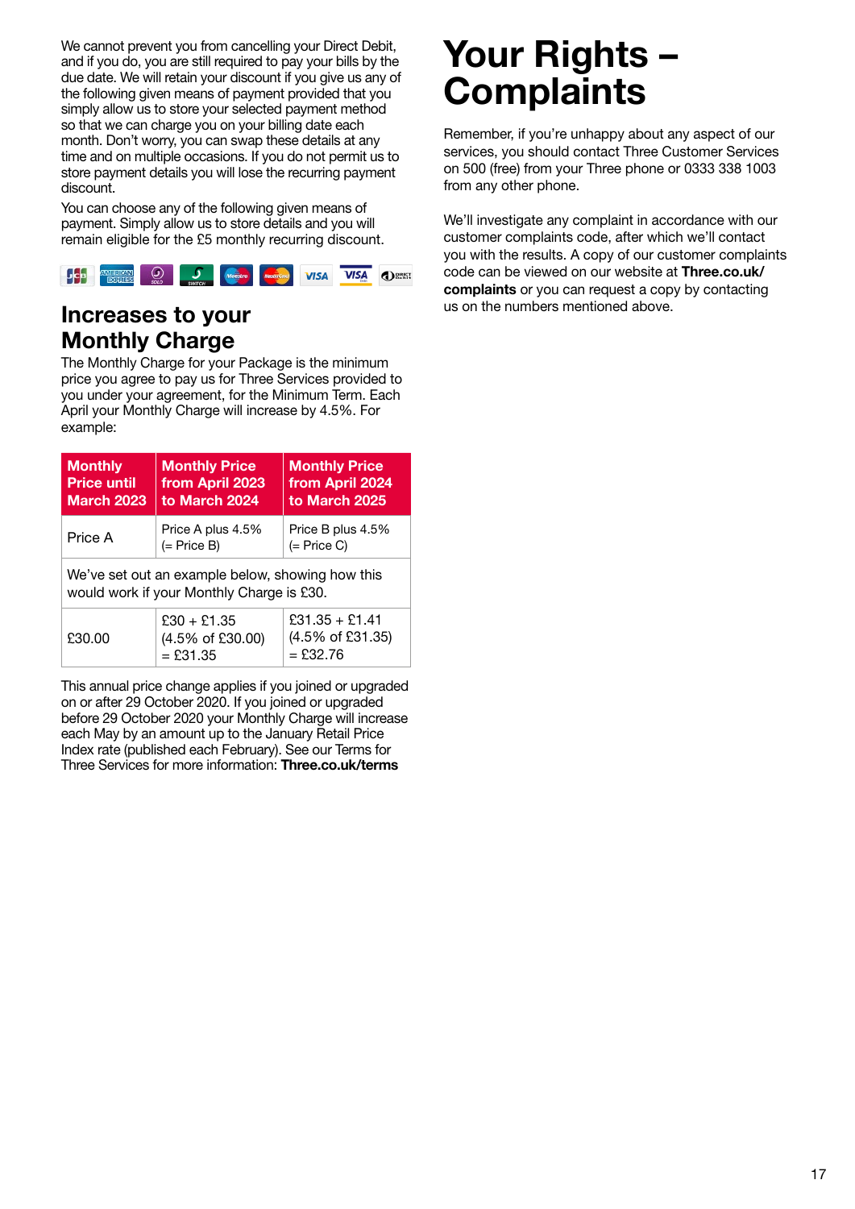We cannot prevent you from cancelling your Direct Debit, and if you do, you are still required to pay your bills by the due date. We will retain your discount if you give us any of the following given means of payment provided that you simply allow us to store your selected payment method so that we can charge you on your billing date each month. Don't worry, you can swap these details at any time and on multiple occasions. If you do not permit us to store payment details you will lose the recurring payment discount.

You can choose any of the following given means of payment. Simply allow us to store details and you will remain eligible for the £5 monthly recurring discount.

## Increases to your Monthly Charge

The Monthly Charge for your Package is the minimum price you agree to pay us for Three Services provided to you under your agreement, for the Minimum Term. Each April your Monthly Charge will increase by 4.5%. For example:

| Monthly Price until March 2023 | Monthly Price from April 2023 to March 2024 | Monthly Price from April 2024 to March 2025 |
|---|---|---|
| Price A | Price A plus 4.5% (= Price B) | Price B plus 4.5% (= Price C) |
| We've set out an example below, showing how this would work if your Monthly Charge is £30. | | |
| £30.00 | £30 + £1.35 (4.5% of £30.00) = £31.35 | £31.35 + £1.41 (4.5% of £31.35) = £32.76 |

This annual price change applies if you joined or upgraded on or after 29 October 2020. If you joined or upgraded before 29 October 2020 your Monthly Charge will increase each May by an amount up to the January Retail Price Index rate (published each February). See our Terms for Three Services for more information: **Three.co.uk/terms**

# Your Rights – Complaints

Remember, if you're unhappy about any aspect of our services, you should contact Three Customer Services on 500 (free) from your Three phone or 0333 338 1003 from any other phone.

We'll investigate any complaint in accordance with our customer complaints code, after which we'll contact you with the results. A copy of our customer complaints code can be viewed on our website at **Three.co.uk/complaints** or you can request a copy by contacting us on the numbers mentioned above.